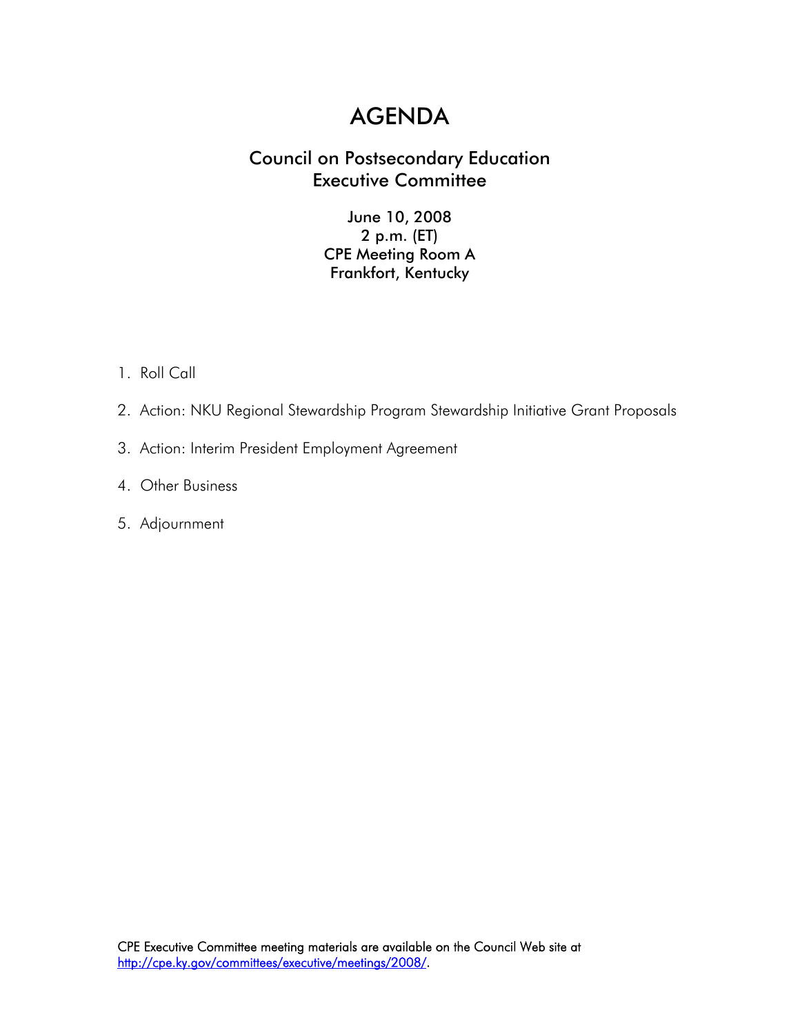# AGENDA

## Council on Postsecondary Education
## Executive Committee

June 10, 2008
2 p.m. (ET)
CPE Meeting Room A
Frankfort, Kentucky

1. Roll Call
2. Action: NKU Regional Stewardship Program Stewardship Initiative Grant Proposals
3. Action: Interim President Employment Agreement
4. Other Business
5. Adjournment

CPE Executive Committee meeting materials are available on the Council Web site at http://cpe.ky.gov/committees/executive/meetings/2008/.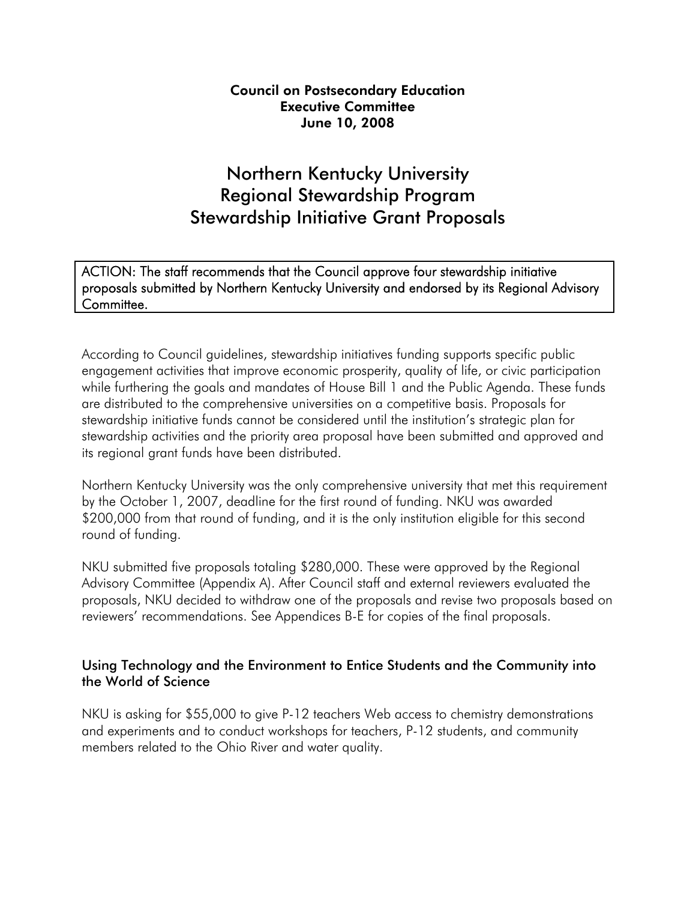**Council on Postsecondary Education**
**Executive Committee**
**June 10, 2008**

# Northern Kentucky University Regional Stewardship Program Stewardship Initiative Grant Proposals

ACTION: The staff recommends that the Council approve four stewardship initiative proposals submitted by Northern Kentucky University and endorsed by its Regional Advisory Committee.

According to Council guidelines, stewardship initiatives funding supports specific public engagement activities that improve economic prosperity, quality of life, or civic participation while furthering the goals and mandates of House Bill 1 and the Public Agenda. These funds are distributed to the comprehensive universities on a competitive basis. Proposals for stewardship initiative funds cannot be considered until the institution's strategic plan for stewardship activities and the priority area proposal have been submitted and approved and its regional grant funds have been distributed.

Northern Kentucky University was the only comprehensive university that met this requirement by the October 1, 2007, deadline for the first round of funding. NKU was awarded $200,000 from that round of funding, and it is the only institution eligible for this second round of funding.

NKU submitted five proposals totaling $280,000. These were approved by the Regional Advisory Committee (Appendix A). After Council staff and external reviewers evaluated the proposals, NKU decided to withdraw one of the proposals and revise two proposals based on reviewers' recommendations. See Appendices B-E for copies of the final proposals.

## Using Technology and the Environment to Entice Students and the Community into the World of Science

NKU is asking for $55,000 to give P-12 teachers Web access to chemistry demonstrations and experiments and to conduct workshops for teachers, P-12 students, and community members related to the Ohio River and water quality.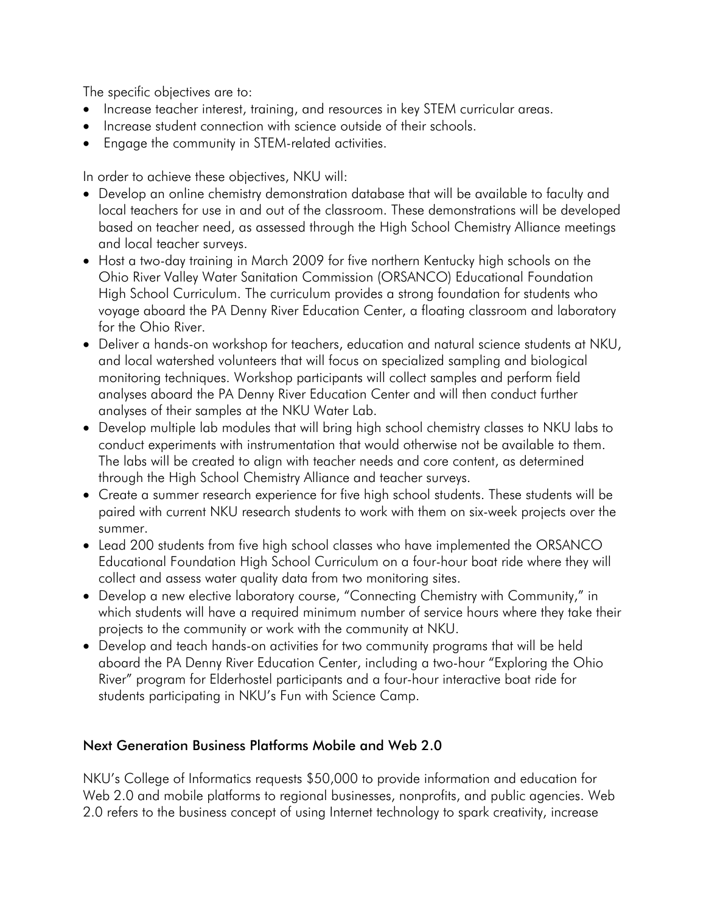The specific objectives are to:

- Increase teacher interest, training, and resources in key STEM curricular areas.
- Increase student connection with science outside of their schools.
- Engage the community in STEM-related activities.

In order to achieve these objectives, NKU will:

- Develop an online chemistry demonstration database that will be available to faculty and local teachers for use in and out of the classroom. These demonstrations will be developed based on teacher need, as assessed through the High School Chemistry Alliance meetings and local teacher surveys.
- Host a two-day training in March 2009 for five northern Kentucky high schools on the Ohio River Valley Water Sanitation Commission (ORSANCO) Educational Foundation High School Curriculum. The curriculum provides a strong foundation for students who voyage aboard the PA Denny River Education Center, a floating classroom and laboratory for the Ohio River.
- Deliver a hands-on workshop for teachers, education and natural science students at NKU, and local watershed volunteers that will focus on specialized sampling and biological monitoring techniques. Workshop participants will collect samples and perform field analyses aboard the PA Denny River Education Center and will then conduct further analyses of their samples at the NKU Water Lab.
- Develop multiple lab modules that will bring high school chemistry classes to NKU labs to conduct experiments with instrumentation that would otherwise not be available to them. The labs will be created to align with teacher needs and core content, as determined through the High School Chemistry Alliance and teacher surveys.
- Create a summer research experience for five high school students. These students will be paired with current NKU research students to work with them on six-week projects over the summer.
- Lead 200 students from five high school classes who have implemented the ORSANCO Educational Foundation High School Curriculum on a four-hour boat ride where they will collect and assess water quality data from two monitoring sites.
- Develop a new elective laboratory course, "Connecting Chemistry with Community," in which students will have a required minimum number of service hours where they take their projects to the community or work with the community at NKU.
- Develop and teach hands-on activities for two community programs that will be held aboard the PA Denny River Education Center, including a two-hour "Exploring the Ohio River" program for Elderhostel participants and a four-hour interactive boat ride for students participating in NKU's Fun with Science Camp.

## Next Generation Business Platforms Mobile and Web 2.0

NKU's College of Informatics requests $50,000 to provide information and education for Web 2.0 and mobile platforms to regional businesses, nonprofits, and public agencies. Web 2.0 refers to the business concept of using Internet technology to spark creativity, increase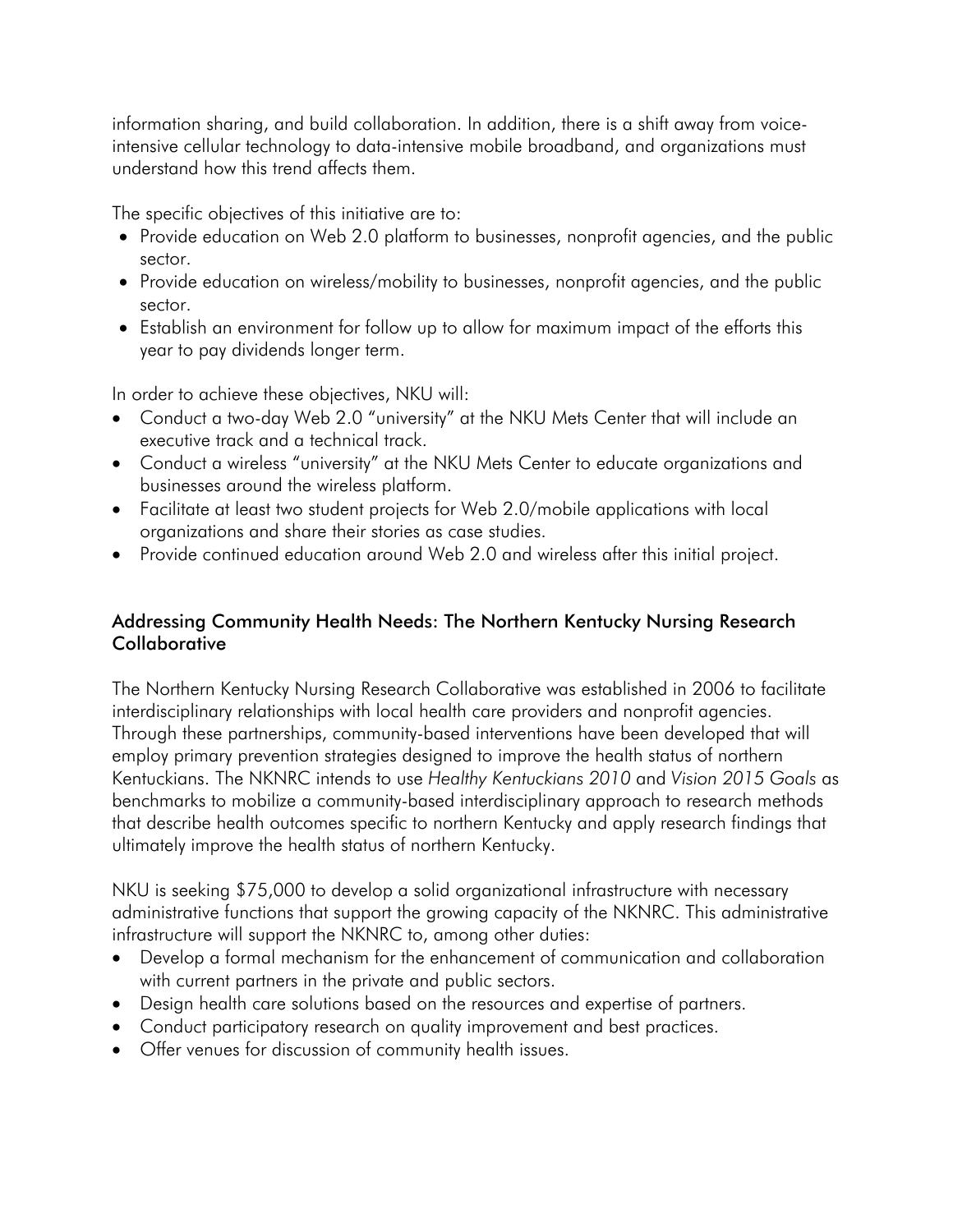information sharing, and build collaboration. In addition, there is a shift away from voice-intensive cellular technology to data-intensive mobile broadband, and organizations must understand how this trend affects them.

The specific objectives of this initiative are to:

- Provide education on Web 2.0 platform to businesses, nonprofit agencies, and the public sector.
- Provide education on wireless/mobility to businesses, nonprofit agencies, and the public sector.
- Establish an environment for follow up to allow for maximum impact of the efforts this year to pay dividends longer term.

In order to achieve these objectives, NKU will:

- Conduct a two-day Web 2.0 "university" at the NKU Mets Center that will include an executive track and a technical track.
- Conduct a wireless "university" at the NKU Mets Center to educate organizations and businesses around the wireless platform.
- Facilitate at least two student projects for Web 2.0/mobile applications with local organizations and share their stories as case studies.
- Provide continued education around Web 2.0 and wireless after this initial project.

## Addressing Community Health Needs: The Northern Kentucky Nursing Research Collaborative

The Northern Kentucky Nursing Research Collaborative was established in 2006 to facilitate interdisciplinary relationships with local health care providers and nonprofit agencies. Through these partnerships, community-based interventions have been developed that will employ primary prevention strategies designed to improve the health status of northern Kentuckians. The NKNRC intends to use *Healthy Kentuckians 2010* and *Vision 2015 Goals* as benchmarks to mobilize a community-based interdisciplinary approach to research methods that describe health outcomes specific to northern Kentucky and apply research findings that ultimately improve the health status of northern Kentucky.

NKU is seeking $75,000 to develop a solid organizational infrastructure with necessary administrative functions that support the growing capacity of the NKNRC. This administrative infrastructure will support the NKNRC to, among other duties:

- Develop a formal mechanism for the enhancement of communication and collaboration with current partners in the private and public sectors.
- Design health care solutions based on the resources and expertise of partners.
- Conduct participatory research on quality improvement and best practices.
- Offer venues for discussion of community health issues.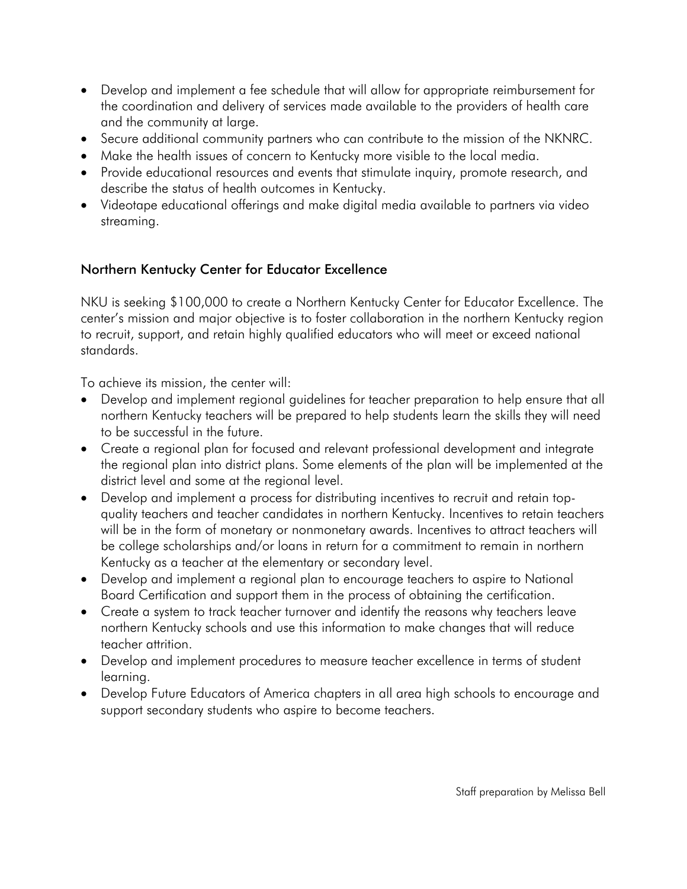- Develop and implement a fee schedule that will allow for appropriate reimbursement for the coordination and delivery of services made available to the providers of health care and the community at large.
- Secure additional community partners who can contribute to the mission of the NKNRC.
- Make the health issues of concern to Kentucky more visible to the local media.
- Provide educational resources and events that stimulate inquiry, promote research, and describe the status of health outcomes in Kentucky.
- Videotape educational offerings and make digital media available to partners via video streaming.

## Northern Kentucky Center for Educator Excellence

NKU is seeking $100,000 to create a Northern Kentucky Center for Educator Excellence. The center's mission and major objective is to foster collaboration in the northern Kentucky region to recruit, support, and retain highly qualified educators who will meet or exceed national standards.

To achieve its mission, the center will:

- Develop and implement regional guidelines for teacher preparation to help ensure that all northern Kentucky teachers will be prepared to help students learn the skills they will need to be successful in the future.
- Create a regional plan for focused and relevant professional development and integrate the regional plan into district plans. Some elements of the plan will be implemented at the district level and some at the regional level.
- Develop and implement a process for distributing incentives to recruit and retain top-quality teachers and teacher candidates in northern Kentucky. Incentives to retain teachers will be in the form of monetary or nonmonetary awards. Incentives to attract teachers will be college scholarships and/or loans in return for a commitment to remain in northern Kentucky as a teacher at the elementary or secondary level.
- Develop and implement a regional plan to encourage teachers to aspire to National Board Certification and support them in the process of obtaining the certification.
- Create a system to track teacher turnover and identify the reasons why teachers leave northern Kentucky schools and use this information to make changes that will reduce teacher attrition.
- Develop and implement procedures to measure teacher excellence in terms of student learning.
- Develop Future Educators of America chapters in all area high schools to encourage and support secondary students who aspire to become teachers.

Staff preparation by Melissa Bell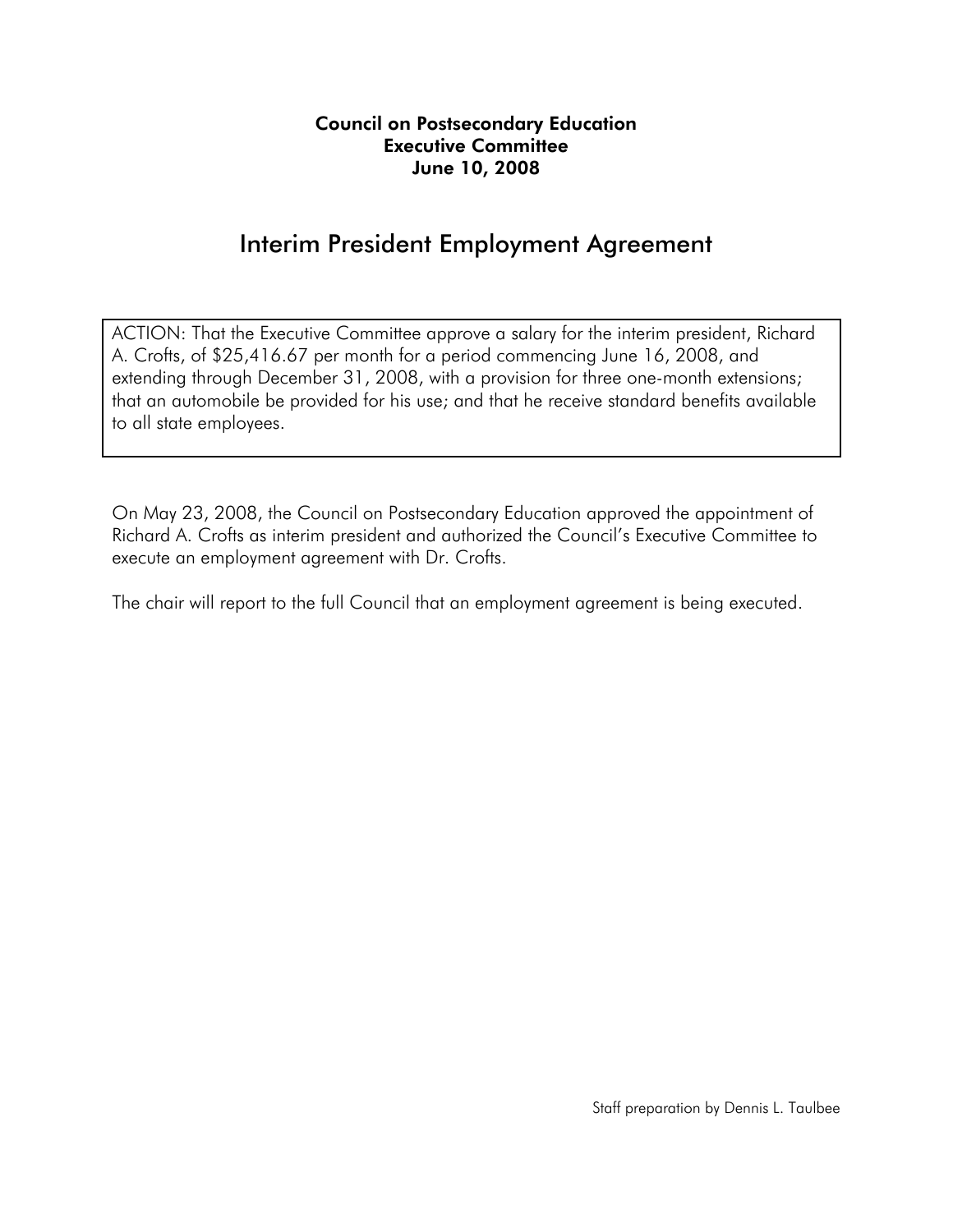**Council on Postsecondary Education**
**Executive Committee**
**June 10, 2008**

# Interim President Employment Agreement

ACTION: That the Executive Committee approve a salary for the interim president, Richard A. Crofts, of $25,416.67 per month for a period commencing June 16, 2008, and extending through December 31, 2008, with a provision for three one-month extensions; that an automobile be provided for his use; and that he receive standard benefits available to all state employees.

On May 23, 2008, the Council on Postsecondary Education approved the appointment of Richard A. Crofts as interim president and authorized the Council's Executive Committee to execute an employment agreement with Dr. Crofts.

The chair will report to the full Council that an employment agreement is being executed.

Staff preparation by Dennis L. Taulbee